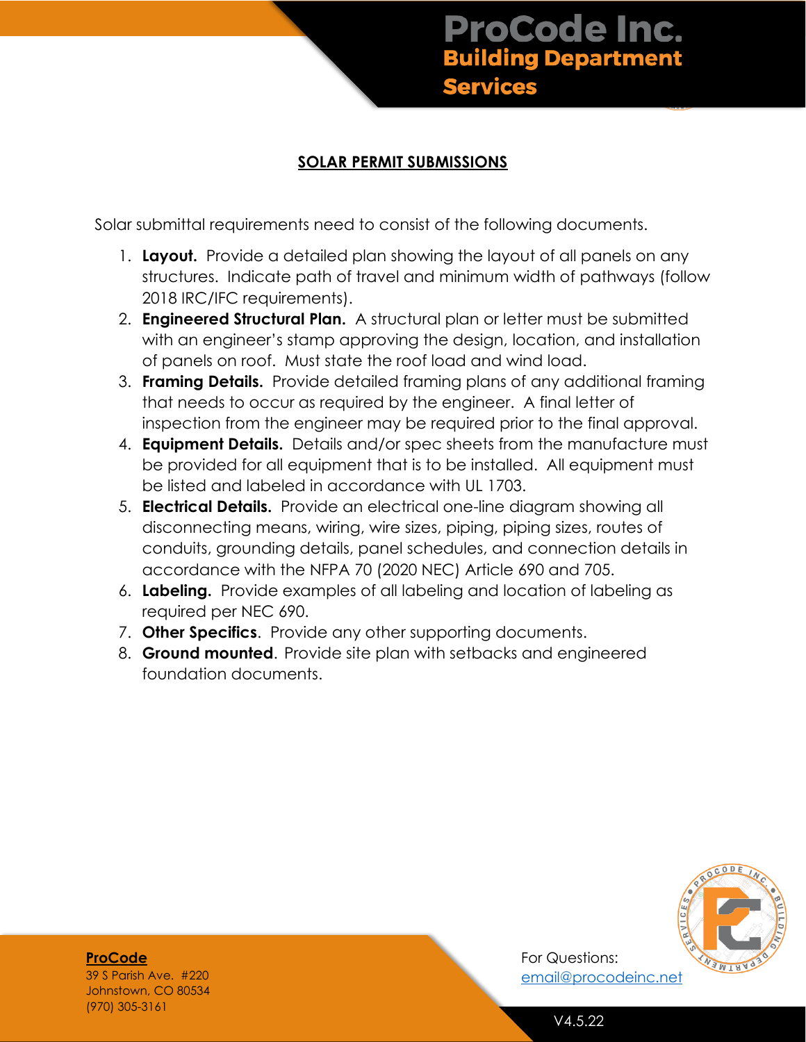# ProCode Inc.
## Building Department Services

### SOLAR PERMIT SUBMISSIONS

Solar submittal requirements need to consist of the following documents.

1. **Layout.** Provide a detailed plan showing the layout of all panels on any structures. Indicate path of travel and minimum width of pathways (follow 2018 IRC/IFC requirements).
2. **Engineered Structural Plan.** A structural plan or letter must be submitted with an engineer's stamp approving the design, location, and installation of panels on roof. Must state the roof load and wind load.
3. **Framing Details.** Provide detailed framing plans of any additional framing that needs to occur as required by the engineer. A final letter of inspection from the engineer may be required prior to the final approval.
4. **Equipment Details.** Details and/or spec sheets from the manufacture must be provided for all equipment that is to be installed. All equipment must be listed and labeled in accordance with UL 1703.
5. **Electrical Details.** Provide an electrical one-line diagram showing all disconnecting means, wiring, wire sizes, piping, piping sizes, routes of conduits, grounding details, panel schedules, and connection details in accordance with the NFPA 70 (2020 NEC) Article 690 and 705.
6. **Labeling.** Provide examples of all labeling and location of labeling as required per NEC 690.
7. **Other Specifics**. Provide any other supporting documents.
8. **Ground mounted**. Provide site plan with setbacks and engineered foundation documents.

**ProCode**
39 S Parish Ave. #220
Johnstown, CO 80534
(970) 305-3161

For Questions:
email@procodeinc.net

V4.5.22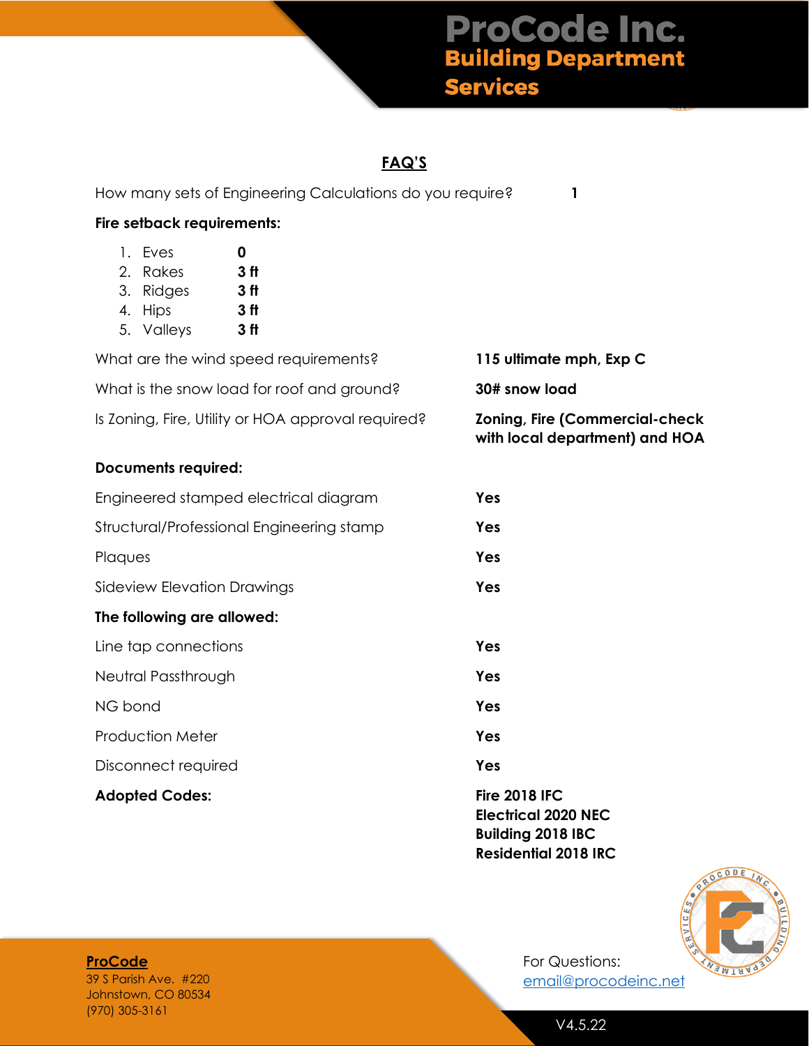# ProCode Inc.
## Building Department Services

## FAQ'S

How many sets of Engineering Calculations do you require? **1**

**Fire setback requirements:**

1. Eves **0**
2. Rakes **3 ft**
3. Ridges **3 ft**
4. Hips **3 ft**
5. Valleys **3 ft**

| | |
|---|---|
| What are the wind speed requirements? | **115 ultimate mph, Exp C** |
| What is the snow load for roof and ground? | **30# snow load** |
| Is Zoning, Fire, Utility or HOA approval required? | **Zoning, Fire (Commercial-check with local department) and HOA** |
| **Documents required:** | |
| Engineered stamped electrical diagram | **Yes** |
| Structural/Professional Engineering stamp | **Yes** |
| Plaques | **Yes** |
| Sideview Elevation Drawings | **Yes** |
| **The following are allowed:** | |
| Line tap connections | **Yes** |
| Neutral Passthrough | **Yes** |
| NG bond | **Yes** |
| Production Meter | **Yes** |
| Disconnect required | **Yes** |
| **Adopted Codes:** | **Fire 2018 IFC**<br>**Electrical 2020 NEC**<br>**Building 2018 IBC**<br>**Residential 2018 IRC** |

**ProCode**
39 S Parish Ave. #220
Johnstown, CO 80534
(970) 305-3161

For Questions:
email@procodeinc.net

V4.5.22